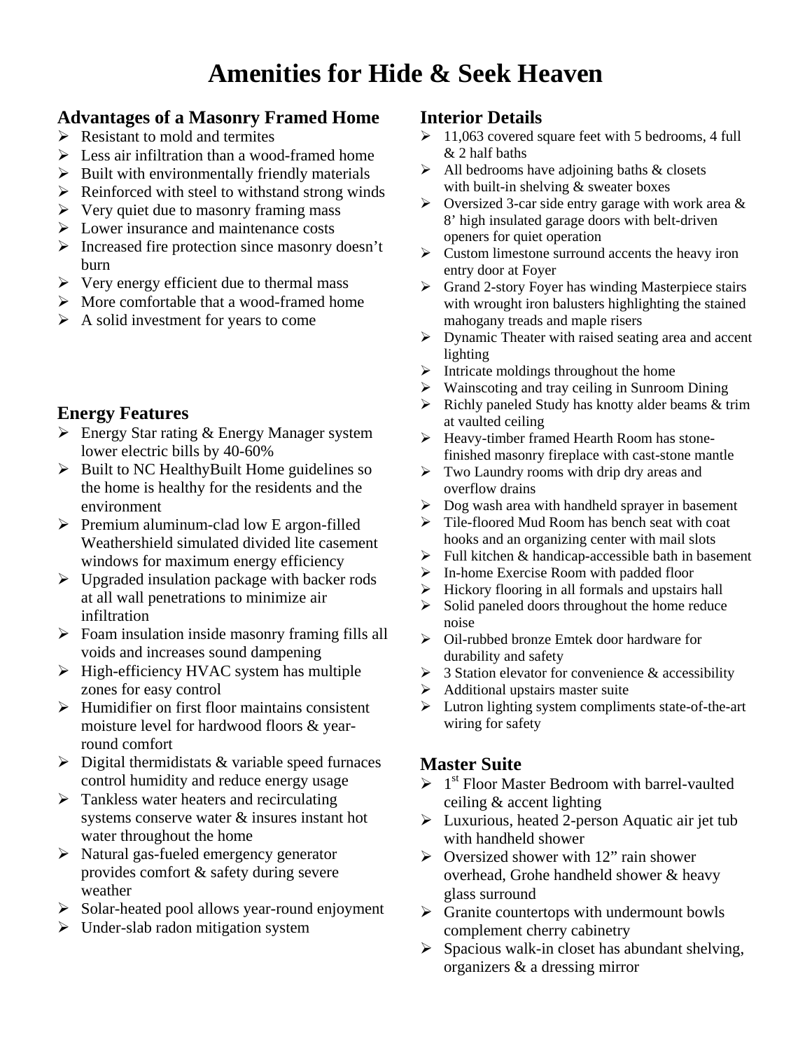# Amenities for Hide & Seek Heaven

## Advantages of a Masonry Framed Home

- Resistant to mold and termites
- Less air infiltration than a wood-framed home
- Built with environmentally friendly materials
- Reinforced with steel to withstand strong winds
- Very quiet due to masonry framing mass
- Lower insurance and maintenance costs
- Increased fire protection since masonry doesn't burn
- Very energy efficient due to thermal mass
- More comfortable that a wood-framed home
- A solid investment for years to come

## Energy Features

- Energy Star rating & Energy Manager system lower electric bills by 40-60%
- Built to NC HealthyBuilt Home guidelines so the home is healthy for the residents and the environment
- Premium aluminum-clad low E argon-filled Weathershield simulated divided lite casement windows for maximum energy efficiency
- Upgraded insulation package with backer rods at all wall penetrations to minimize air infiltration
- Foam insulation inside masonry framing fills all voids and increases sound dampening
- High-efficiency HVAC system has multiple zones for easy control
- Humidifier on first floor maintains consistent moisture level for hardwood floors & year-round comfort
- Digital thermidistats & variable speed furnaces control humidity and reduce energy usage
- Tankless water heaters and recirculating systems conserve water & insures instant hot water throughout the home
- Natural gas-fueled emergency generator provides comfort & safety during severe weather
- Solar-heated pool allows year-round enjoyment
- Under-slab radon mitigation system

## Interior Details

- 11,063 covered square feet with 5 bedrooms, 4 full & 2 half baths
- All bedrooms have adjoining baths & closets with built-in shelving & sweater boxes
- Oversized 3-car side entry garage with work area & 8' high insulated garage doors with belt-driven openers for quiet operation
- Custom limestone surround accents the heavy iron entry door at Foyer
- Grand 2-story Foyer has winding Masterpiece stairs with wrought iron balusters highlighting the stained mahogany treads and maple risers
- Dynamic Theater with raised seating area and accent lighting
- Intricate moldings throughout the home
- Wainscoting and tray ceiling in Sunroom Dining
- Richly paneled Study has knotty alder beams & trim at vaulted ceiling
- Heavy-timber framed Hearth Room has stone-finished masonry fireplace with cast-stone mantle
- Two Laundry rooms with drip dry areas and overflow drains
- Dog wash area with handheld sprayer in basement
- Tile-floored Mud Room has bench seat with coat hooks and an organizing center with mail slots
- Full kitchen & handicap-accessible bath in basement
- In-home Exercise Room with padded floor
- Hickory flooring in all formals and upstairs hall
- Solid paneled doors throughout the home reduce noise
- Oil-rubbed bronze Emtek door hardware for durability and safety
- 3 Station elevator for convenience & accessibility
- Additional upstairs master suite
- Lutron lighting system compliments state-of-the-art wiring for safety

## Master Suite

- 1st Floor Master Bedroom with barrel-vaulted ceiling & accent lighting
- Luxurious, heated 2-person Aquatic air jet tub with handheld shower
- Oversized shower with 12" rain shower overhead, Grohe handheld shower & heavy glass surround
- Granite countertops with undermount bowls complement cherry cabinetry
- Spacious walk-in closet has abundant shelving, organizers & a dressing mirror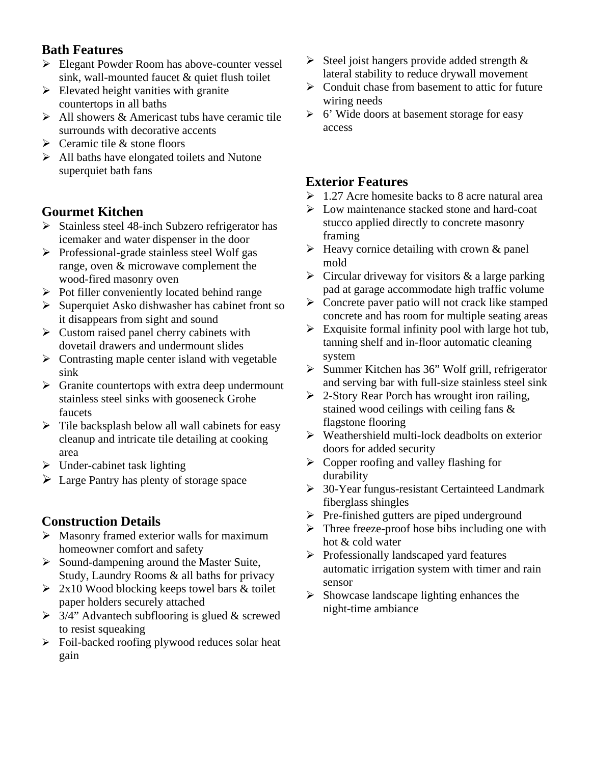## Bath Features

- Elegant Powder Room has above-counter vessel sink, wall-mounted faucet & quiet flush toilet
- Elevated height vanities with granite countertops in all baths
- All showers & Americast tubs have ceramic tile surrounds with decorative accents
- Ceramic tile & stone floors
- All baths have elongated toilets and Nutone superquiet bath fans

## Gourmet Kitchen

- Stainless steel 48-inch Subzero refrigerator has icemaker and water dispenser in the door
- Professional-grade stainless steel Wolf gas range, oven & microwave complement the wood-fired masonry oven
- Pot filler conveniently located behind range
- Superquiet Asko dishwasher has cabinet front so it disappears from sight and sound
- Custom raised panel cherry cabinets with dovetail drawers and undermount slides
- Contrasting maple center island with vegetable sink
- Granite countertops with extra deep undermount stainless steel sinks with gooseneck Grohe faucets
- Tile backsplash below all wall cabinets for easy cleanup and intricate tile detailing at cooking area
- Under-cabinet task lighting
- Large Pantry has plenty of storage space

## Construction Details

- Masonry framed exterior walls for maximum homeowner comfort and safety
- Sound-dampening around the Master Suite, Study, Laundry Rooms & all baths for privacy
- 2x10 Wood blocking keeps towel bars & toilet paper holders securely attached
- 3/4" Advantech subflooring is glued & screwed to resist squeaking
- Foil-backed roofing plywood reduces solar heat gain
- Steel joist hangers provide added strength & lateral stability to reduce drywall movement
- Conduit chase from basement to attic for future wiring needs
- 6' Wide doors at basement storage for easy access

## Exterior Features

- 1.27 Acre homesite backs to 8 acre natural area
- Low maintenance stacked stone and hard-coat stucco applied directly to concrete masonry framing
- Heavy cornice detailing with crown & panel mold
- Circular driveway for visitors & a large parking pad at garage accommodate high traffic volume
- Concrete paver patio will not crack like stamped concrete and has room for multiple seating areas
- Exquisite formal infinity pool with large hot tub, tanning shelf and in-floor automatic cleaning system
- Summer Kitchen has 36" Wolf grill, refrigerator and serving bar with full-size stainless steel sink
- 2-Story Rear Porch has wrought iron railing, stained wood ceilings with ceiling fans & flagstone flooring
- Weathershield multi-lock deadbolts on exterior doors for added security
- Copper roofing and valley flashing for durability
- 30-Year fungus-resistant Certainteed Landmark fiberglass shingles
- Pre-finished gutters are piped underground
- Three freeze-proof hose bibs including one with hot & cold water
- Professionally landscaped yard features automatic irrigation system with timer and rain sensor
- Showcase landscape lighting enhances the night-time ambiance